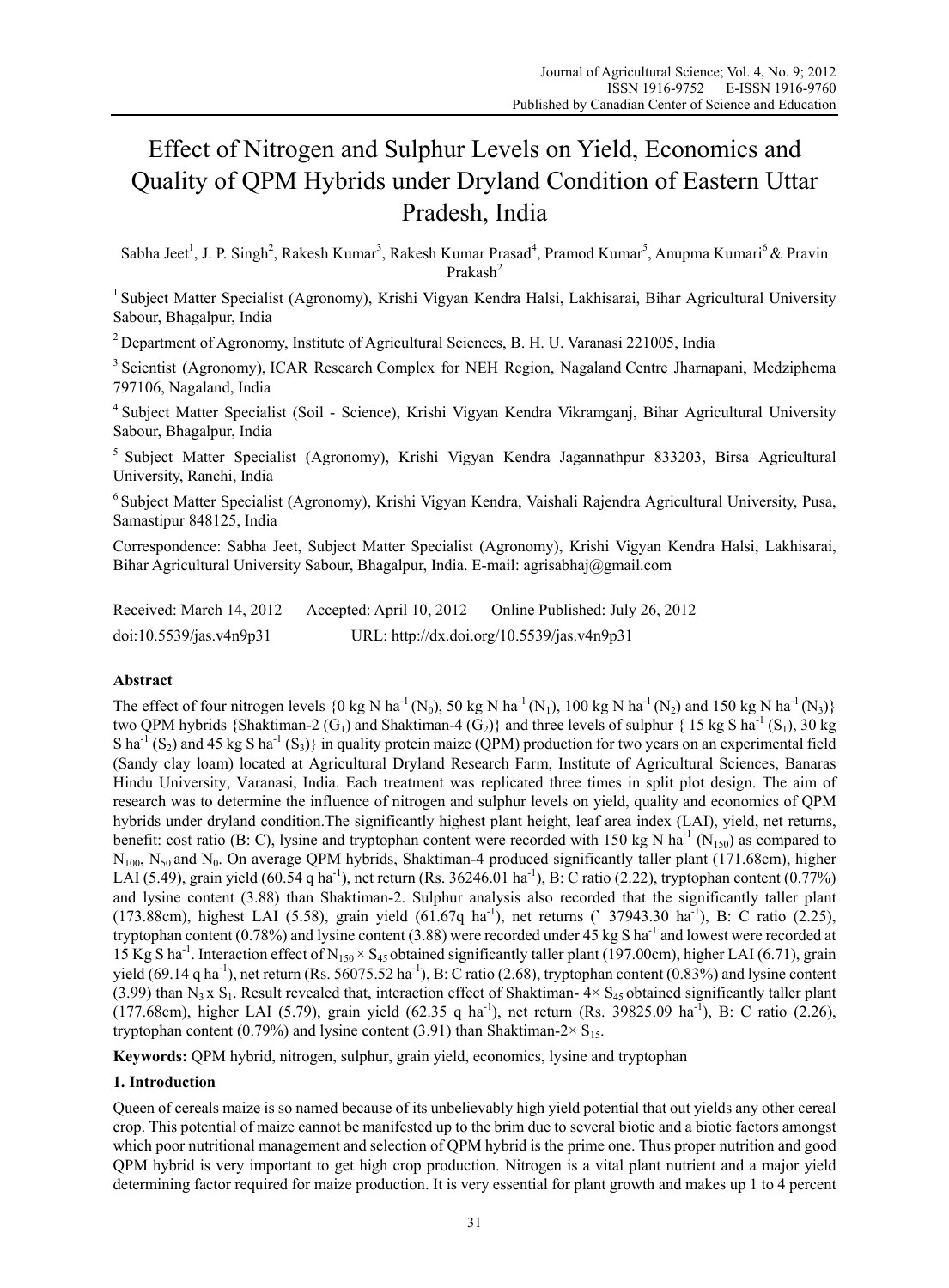# Effect of Nitrogen and Sulphur Levels on Yield, Economics and Quality of QPM Hybrids under Dryland Condition of Eastern Uttar Pradesh, India

Sabha Jeet[1], J. P. Singh[2], Rakesh Kumar[3], Rakesh Kumar Prasad[4], Pramod Kumar[5], Anupma Kumari[6] & Pravin Prakash[2]

[1] Subject Matter Specialist (Agronomy), Krishi Vigyan Kendra Halsi, Lakhisarai, Bihar Agricultural University Sabour, Bhagalpur, India

[2] Department of Agronomy, Institute of Agricultural Sciences, B. H. U. Varanasi 221005, India

[3] Scientist (Agronomy), ICAR Research Complex for NEH Region, Nagaland Centre Jharnapani, Medziphema 797106, Nagaland, India

[4] Subject Matter Specialist (Soil - Science), Krishi Vigyan Kendra Vikramganj, Bihar Agricultural University Sabour, Bhagalpur, India

[5] Subject Matter Specialist (Agronomy), Krishi Vigyan Kendra Jagannathpur 833203, Birsa Agricultural University, Ranchi, India

[6] Subject Matter Specialist (Agronomy), Krishi Vigyan Kendra, Vaishali Rajendra Agricultural University, Pusa, Samastipur 848125, India

Correspondence: Sabha Jeet, Subject Matter Specialist (Agronomy), Krishi Vigyan Kendra Halsi, Lakhisarai, Bihar Agricultural University Sabour, Bhagalpur, India. E-mail: agrisabhaj@gmail.com

Received: March 14, 2012 Accepted: April 10, 2012 Online Published: July 26, 2012

doi:10.5539/jas.v4n9p31 URL: http://dx.doi.org/10.5539/jas.v4n9p31

## Abstract

The effect of four nitrogen levels {0 kg N $ha^{-1}$ ($N_0$), 50 kg N $ha^{-1}$ ($N_1$), 100 kg N $ha^{-1}$ ($N_2$) and 150 kg N $ha^{-1}$ ($N_3$)} two QPM hybrids {Shaktiman-2 ($G_1$) and Shaktiman-4 ($G_2$)} and three levels of sulphur { 15 kg S $ha^{-1}$ ($S_1$), 30 kg S $ha^{-1}$ ($S_2$) and 45 kg S $ha^{-1}$ ($S_3$)} in quality protein maize (QPM) production for two years on an experimental field (Sandy clay loam) located at Agricultural Dryland Research Farm, Institute of Agricultural Sciences, Banaras Hindu University, Varanasi, India. Each treatment was replicated three times in split plot design. The aim of research was to determine the influence of nitrogen and sulphur levels on yield, quality and economics of QPM hybrids under dryland condition.The significantly highest plant height, leaf area index (LAI), yield, net returns, benefit: cost ratio (B: C), lysine and tryptophan content were recorded with 150 kg N $ha^{-1}$ ($N_{150}$) as compared to $N_{100}$, $N_{50}$ and $N_0$. On average QPM hybrids, Shaktiman-4 produced significantly taller plant (171.68cm), higher LAI (5.49), grain yield (60.54 q $ha^{-1}$), net return (Rs. 36246.01 $ha^{-1}$), B: C ratio (2.22), tryptophan content (0.77%) and lysine content (3.88) than Shaktiman-2. Sulphur analysis also recorded that the significantly taller plant (173.88cm), highest LAI (5.58), grain yield (61.67q $ha^{-1}$), net returns (` 37943.30 $ha^{-1}$), B: C ratio (2.25), tryptophan content (0.78%) and lysine content (3.88) were recorded under 45 kg S $ha^{-1}$ and lowest were recorded at 15 Kg S $ha^{-1}$. Interaction effect of $N_{150} \times S_{45}$ obtained significantly taller plant (197.00cm), higher LAI (6.71), grain yield (69.14 q $ha^{-1}$), net return (Rs. 56075.52 $ha^{-1}$), B: C ratio (2.68), tryptophan content (0.83%) and lysine content (3.99) than $N_3 \times S_1$. Result revealed that, interaction effect of Shaktiman- 4× $S_{45}$ obtained significantly taller plant (177.68cm), higher LAI (5.79), grain yield (62.35 q $ha^{-1}$), net return (Rs. 39825.09 $ha^{-1}$), B: C ratio (2.26), tryptophan content (0.79%) and lysine content (3.91) than Shaktiman-2× $S_{15}$.

**Keywords:** QPM hybrid, nitrogen, sulphur, grain yield, economics, lysine and tryptophan

## 1. Introduction

Queen of cereals maize is so named because of its unbelievably high yield potential that out yields any other cereal crop. This potential of maize cannot be manifested up to the brim due to several biotic and a biotic factors amongst which poor nutritional management and selection of QPM hybrid is the prime one. Thus proper nutrition and good QPM hybrid is very important to get high crop production. Nitrogen is a vital plant nutrient and a major yield determining factor required for maize production. It is very essential for plant growth and makes up 1 to 4 percent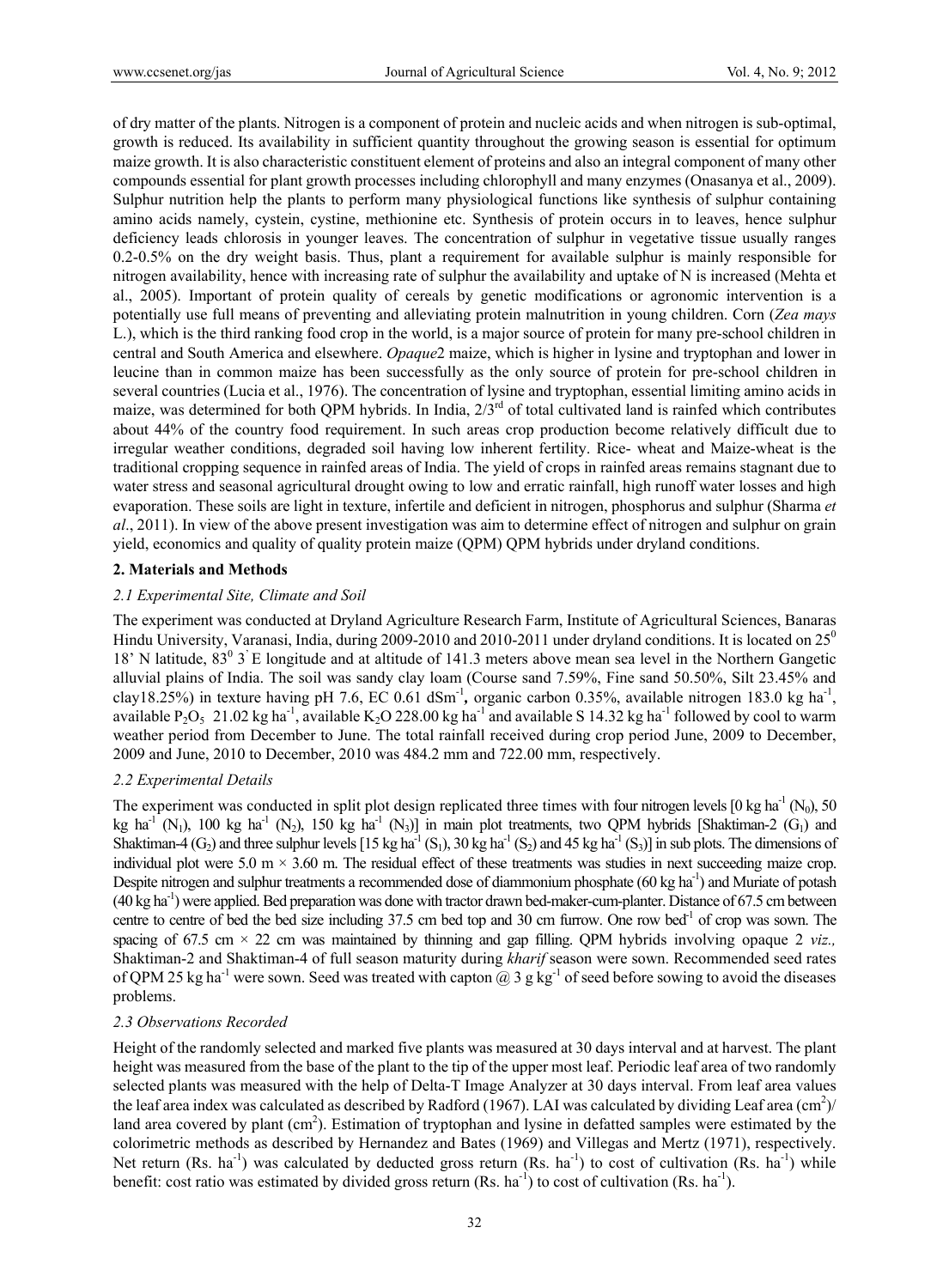of dry matter of the plants. Nitrogen is a component of protein and nucleic acids and when nitrogen is sub-optimal, growth is reduced. Its availability in sufficient quantity throughout the growing season is essential for optimum maize growth. It is also characteristic constituent element of proteins and also an integral component of many other compounds essential for plant growth processes including chlorophyll and many enzymes (Onasanya et al., 2009). Sulphur nutrition help the plants to perform many physiological functions like synthesis of sulphur containing amino acids namely, cystein, cystine, methionine etc. Synthesis of protein occurs in to leaves, hence sulphur deficiency leads chlorosis in younger leaves. The concentration of sulphur in vegetative tissue usually ranges 0.2-0.5% on the dry weight basis. Thus, plant a requirement for available sulphur is mainly responsible for nitrogen availability, hence with increasing rate of sulphur the availability and uptake of N is increased (Mehta et al., 2005). Important of protein quality of cereals by genetic modifications or agronomic intervention is a potentially use full means of preventing and alleviating protein malnutrition in young children. Corn (*Zea mays* L.), which is the third ranking food crop in the world, is a major source of protein for many pre-school children in central and South America and elsewhere. *Opaque*2 maize, which is higher in lysine and tryptophan and lower in leucine than in common maize has been successfully as the only source of protein for pre-school children in several countries (Lucia et al., 1976). The concentration of lysine and tryptophan, essential limiting amino acids in maize, was determined for both QPM hybrids. In India, 2/3rd of total cultivated land is rainfed which contributes about 44% of the country food requirement. In such areas crop production become relatively difficult due to irregular weather conditions, degraded soil having low inherent fertility. Rice- wheat and Maize-wheat is the traditional cropping sequence in rainfed areas of India. The yield of crops in rainfed areas remains stagnant due to water stress and seasonal agricultural drought owing to low and erratic rainfall, high runoff water losses and high evaporation. These soils are light in texture, infertile and deficient in nitrogen, phosphorus and sulphur (Sharma *et al*., 2011). In view of the above present investigation was aim to determine effect of nitrogen and sulphur on grain yield, economics and quality of quality protein maize (QPM) QPM hybrids under dryland conditions.

## 2. Materials and Methods

### *2.1 Experimental Site, Climate and Soil*

The experiment was conducted at Dryland Agriculture Research Farm, Institute of Agricultural Sciences, Banaras Hindu University, Varanasi, India, during 2009-2010 and 2010-2011 under dryland conditions. It is located on $25^0$ 18' N latitude, $83^0$ 3' E longitude and at altitude of 141.3 meters above mean sea level in the Northern Gangetic alluvial plains of India. The soil was sandy clay loam (Course sand 7.59%, Fine sand 50.50%, Silt 23.45% and clay18.25%) in texture having pH 7.6, EC 0.61 $dSm^{-1}$, organic carbon 0.35%, available nitrogen 183.0 kg $ha^{-1}$, available $P_2O_5$ 21.02 kg $ha^{-1}$, available $K_2O$ 228.00 kg $ha^{-1}$ and available S 14.32 kg $ha^{-1}$ followed by cool to warm weather period from December to June. The total rainfall received during crop period June, 2009 to December, 2009 and June, 2010 to December, 2010 was 484.2 mm and 722.00 mm, respectively.

### *2.2 Experimental Details*

The experiment was conducted in split plot design replicated three times with four nitrogen levels [0 kg $ha^{-1}$ ($N_0$), 50 kg $ha^{-1}$ ($N_1$), 100 kg $ha^{-1}$ ($N_2$), 150 kg $ha^{-1}$ ($N_3$)] in main plot treatments, two QPM hybrids [Shaktiman-2 ($G_1$) and Shaktiman-4 ($G_2$) and three sulphur levels [15 kg $ha^{-1}$ ($S_1$), 30 kg $ha^{-1}$ ($S_2$) and 45 kg $ha^{-1}$ ($S_3$)] in sub plots. The dimensions of individual plot were 5.0 m × 3.60 m. The residual effect of these treatments was studies in next succeeding maize crop. Despite nitrogen and sulphur treatments a recommended dose of diammonium phosphate (60 kg $ha^{-1}$) and Muriate of potash (40 kg $ha^{-1}$) were applied. Bed preparation was done with tractor drawn bed-maker-cum-planter. Distance of 67.5 cm between centre to centre of bed the bed size including 37.5 cm bed top and 30 cm furrow. One row $bed^{-1}$ of crop was sown. The spacing of 67.5 cm × 22 cm was maintained by thinning and gap filling. QPM hybrids involving opaque 2 *viz.,* Shaktiman-2 and Shaktiman-4 of full season maturity during *kharif* season were sown. Recommended seed rates of QPM 25 kg $ha^{-1}$ were sown. Seed was treated with capton @ 3 g $kg^{-1}$ of seed before sowing to avoid the diseases problems.

### *2.3 Observations Recorded*

Height of the randomly selected and marked five plants was measured at 30 days interval and at harvest. The plant height was measured from the base of the plant to the tip of the upper most leaf. Periodic leaf area of two randomly selected plants was measured with the help of Delta-T Image Analyzer at 30 days interval. From leaf area values the leaf area index was calculated as described by Radford (1967). LAI was calculated by dividing Leaf area ($cm^2$)/ land area covered by plant ($cm^2$). Estimation of tryptophan and lysine in defatted samples were estimated by the colorimetric methods as described by Hernandez and Bates (1969) and Villegas and Mertz (1971), respectively. Net return (Rs. $ha^{-1}$) was calculated by deducted gross return (Rs. $ha^{-1}$) to cost of cultivation (Rs. $ha^{-1}$) while benefit: cost ratio was estimated by divided gross return (Rs. $ha^{-1}$) to cost of cultivation (Rs. $ha^{-1}$).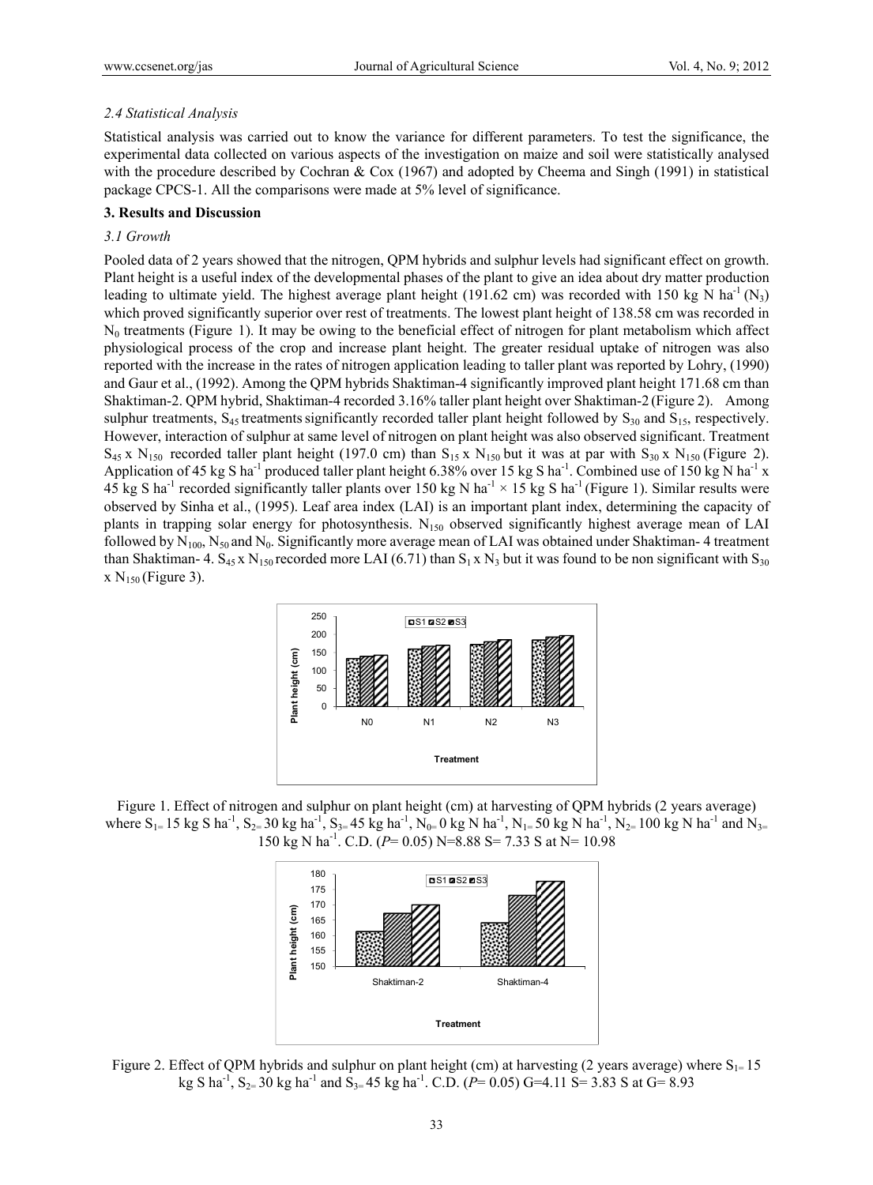### *2.4 Statistical Analysis*

Statistical analysis was carried out to know the variance for different parameters. To test the significance, the experimental data collected on various aspects of the investigation on maize and soil were statistically analysed with the procedure described by Cochran & Cox (1967) and adopted by Cheema and Singh (1991) in statistical package CPCS-1. All the comparisons were made at 5% level of significance.

## 3. Results and Discussion

### *3.1 Growth*

Pooled data of 2 years showed that the nitrogen, QPM hybrids and sulphur levels had significant effect on growth. Plant height is a useful index of the developmental phases of the plant to give an idea about dry matter production leading to ultimate yield. The highest average plant height (191.62 cm) was recorded with 150 kg N ha$^{-1}$ ($N_3$) which proved significantly superior over rest of treatments. The lowest plant height of 138.58 cm was recorded in $N_0$ treatments (Figure 1). It may be owing to the beneficial effect of nitrogen for plant metabolism which affect physiological process of the crop and increase plant height. The greater residual uptake of nitrogen was also reported with the increase in the rates of nitrogen application leading to taller plant was reported by Lohry, (1990) and Gaur et al., (1992). Among the QPM hybrids Shaktiman-4 significantly improved plant height 171.68 cm than Shaktiman-2. QPM hybrid, Shaktiman-4 recorded 3.16% taller plant height over Shaktiman-2 (Figure 2). Among sulphur treatments, $S_{45}$ treatments significantly recorded taller plant height followed by $S_{30}$ and $S_{15}$, respectively. However, interaction of sulphur at same level of nitrogen on plant height was also observed significant. Treatment $S_{45}$ x $N_{150}$ recorded taller plant height (197.0 cm) than $S_{15}$ x $N_{150}$ but it was at par with $S_{30}$ x $N_{150}$ (Figure 2). Application of 45 kg S ha$^{-1}$ produced taller plant height 6.38% over 15 kg S ha$^{-1}$. Combined use of 150 kg N ha$^{-1}$ x 45 kg S ha$^{-1}$ recorded significantly taller plants over 150 kg N ha$^{-1}$ × 15 kg S ha$^{-1}$ (Figure 1). Similar results were observed by Sinha et al., (1995). Leaf area index (LAI) is an important plant index, determining the capacity of plants in trapping solar energy for photosynthesis. $N_{150}$ observed significantly highest average mean of LAI followed by $N_{100}$, $N_{50}$ and $N_0$. Significantly more average mean of LAI was obtained under Shaktiman- 4 treatment than Shaktiman- 4. $S_{45}$ x $N_{150}$ recorded more LAI (6.71) than $S_1$ x $N_3$ but it was found to be non significant with $S_{30}$ x $N_{150}$ (Figure 3).

Figure 1. Effect of nitrogen and sulphur on plant height (cm) at harvesting of QPM hybrids (2 years average) where $S_1$= 15 kg S ha$^{-1}$, $S_2$= 30 kg ha$^{-1}$, $S_3$= 45 kg ha$^{-1}$, $N_0$= 0 kg N ha$^{-1}$, $N_1$= 50 kg N ha$^{-1}$, $N_2$= 100 kg N ha$^{-1}$ and $N_3$= 150 kg N ha$^{-1}$. C.D. ($P$= 0.05) N=8.88 S= 7.33 S at N= 10.98

Figure 2. Effect of QPM hybrids and sulphur on plant height (cm) at harvesting (2 years average) where $S_1$= 15 kg S ha$^{-1}$, $S_2$= 30 kg ha$^{-1}$ and $S_3$= 45 kg ha$^{-1}$. C.D. ($P$= 0.05) G=4.11 S= 3.83 S at G= 8.93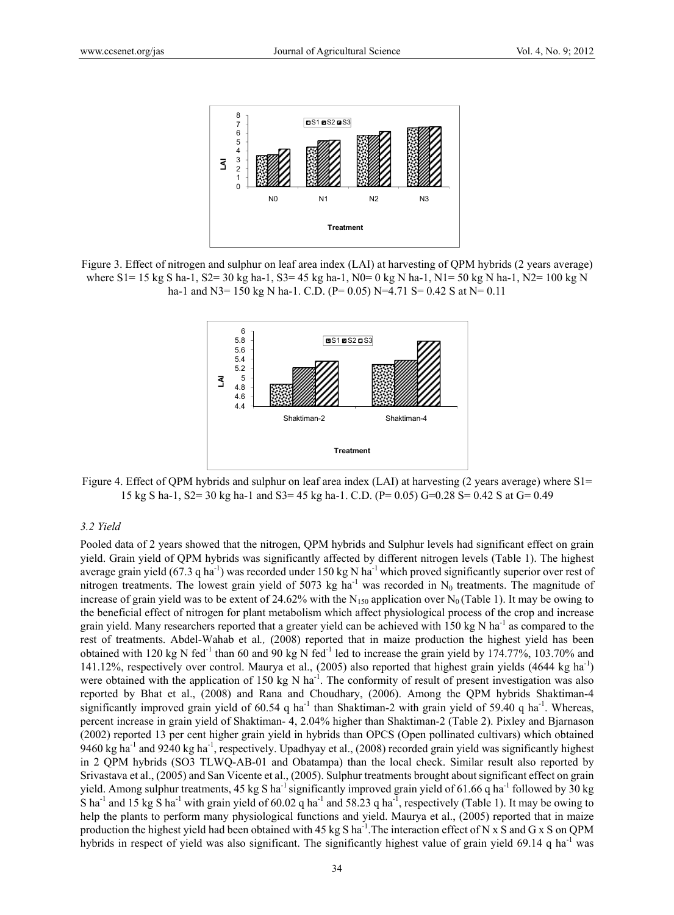Figure 3. Effect of nitrogen and sulphur on leaf area index (LAI) at harvesting of QPM hybrids (2 years average) where S1= 15 kg S ha-1, S2= 30 kg ha-1, S3= 45 kg ha-1, N0= 0 kg N ha-1, N1= 50 kg N ha-1, N2= 100 kg N ha-1 and N3= 150 kg N ha-1. C.D. (P= 0.05) N=4.71 S= 0.42 S at N= 0.11

Figure 4. Effect of QPM hybrids and sulphur on leaf area index (LAI) at harvesting (2 years average) where S1= 15 kg S ha-1, S2= 30 kg ha-1 and S3= 45 kg ha-1. C.D. (P= 0.05) G=0.28 S= 0.42 S at G= 0.49

### 3.2 Yield

Pooled data of 2 years showed that the nitrogen, QPM hybrids and Sulphur levels had significant effect on grain yield. Grain yield of QPM hybrids was significantly affected by different nitrogen levels (Table 1). The highest average grain yield (67.3 q $ha^{-1}$) was recorded under 150 kg N $ha^{-1}$ which proved significantly superior over rest of nitrogen treatments. The lowest grain yield of 5073 kg $ha^{-1}$ was recorded in $N_0$ treatments. The magnitude of increase of grain yield was to be extent of 24.62% with the $N_{150}$ application over $N_0$ (Table 1). It may be owing to the beneficial effect of nitrogen for plant metabolism which affect physiological process of the crop and increase grain yield. Many researchers reported that a greater yield can be achieved with 150 kg N $ha^{-1}$ as compared to the rest of treatments. Abdel-Wahab et al*.,* (2008) reported that in maize production the highest yield has been obtained with 120 kg N $fed^{-1}$ than 60 and 90 kg N $fed^{-1}$ led to increase the grain yield by 174.77%, 103.70% and 141.12%, respectively over control. Maurya et al., (2005) also reported that highest grain yields (4644 kg $ha^{-1}$) were obtained with the application of 150 kg N $ha^{-1}$. The conformity of result of present investigation was also reported by Bhat et al., (2008) and Rana and Choudhary, (2006). Among the QPM hybrids Shaktiman-4 significantly improved grain yield of 60.54 q $ha^{-1}$ than Shaktiman-2 with grain yield of 59.40 q $ha^{-1}$. Whereas, percent increase in grain yield of Shaktiman- 4, 2.04% higher than Shaktiman-2 (Table 2). Pixley and Bjarnason (2002) reported 13 per cent higher grain yield in hybrids than OPCS (Open pollinated cultivars) which obtained 9460 kg $ha^{-1}$ and 9240 kg $ha^{-1}$, respectively. Upadhyay et al., (2008) recorded grain yield was significantly highest in 2 QPM hybrids (SO3 TLWQ-AB-01 and Obatampa) than the local check. Similar result also reported by Srivastava et al., (2005) and San Vicente et al., (2005). Sulphur treatments brought about significant effect on grain yield. Among sulphur treatments, 45 kg S $ha^{-1}$ significantly improved grain yield of 61.66 q $ha^{-1}$ followed by 30 kg S $ha^{-1}$ and 15 kg S $ha^{-1}$ with grain yield of 60.02 q $ha^{-1}$ and 58.23 q $ha^{-1}$, respectively (Table 1). It may be owing to help the plants to perform many physiological functions and yield. Maurya et al., (2005) reported that in maize production the highest yield had been obtained with 45 kg S $ha^{-1}$.The interaction effect of N x S and G x S on QPM hybrids in respect of yield was also significant. The significantly highest value of grain yield 69.14 q $ha^{-1}$ was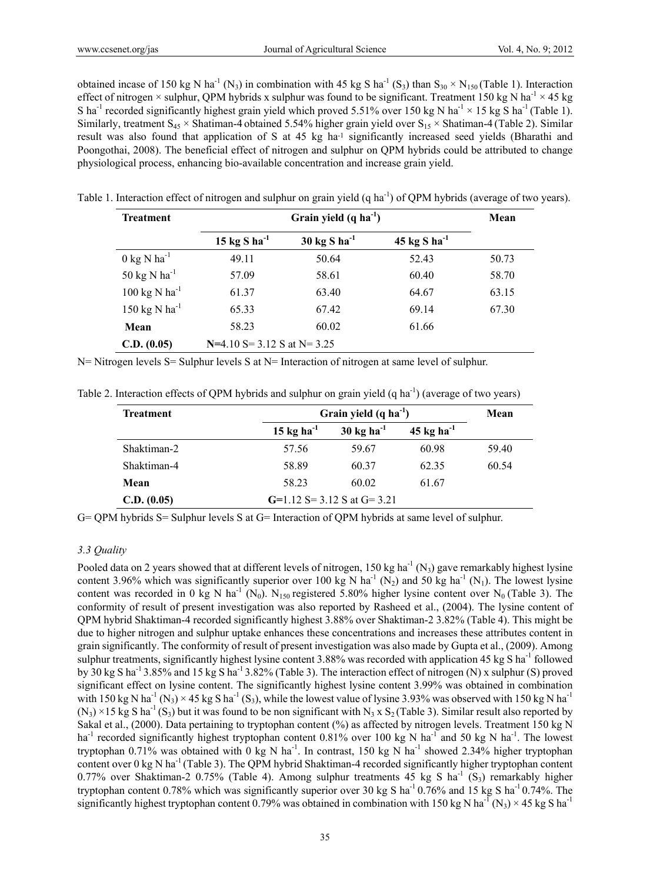obtained incase of 150 kg N ha$^{-1}$ ($N_3$) in combination with 45 kg S ha$^{-1}$ ($S_3$) than $S_{30} \times N_{150}$ (Table 1). Interaction effect of nitrogen × sulphur, QPM hybrids x sulphur was found to be significant. Treatment 150 kg N ha$^{-1}$ × 45 kg S ha$^{-1}$ recorded significantly highest grain yield which proved 5.51% over 150 kg N ha$^{-1}$ × 15 kg S ha$^{-1}$ (Table 1). Similarly, treatment $S_{45}$ × Shatiman-4 obtained 5.54% higher grain yield over $S_{15}$ × Shatiman-4 (Table 2). Similar result was also found that application of S at 45 kg ha$^{-1}$ significantly increased seed yields (Bharathi and Poongothai, 2008). The beneficial effect of nitrogen and sulphur on QPM hybrids could be attributed to change physiological process, enhancing bio-available concentration and increase grain yield.

Table 1. Interaction effect of nitrogen and sulphur on grain yield (q ha$^{-1}$) of QPM hybrids (average of two years).

| **Treatment** | **Grain yield (q ha$^{-1}$)** | | | **Mean** |
|---|---|---|---|---|
| | **15 kg S ha$^{-1}$** | **30 kg S ha$^{-1}$** | **45 kg S ha$^{-1}$** | |
| 0 kg N ha$^{-1}$ | 49.11 | 50.64 | 52.43 | 50.73 |
| 50 kg N ha$^{-1}$ | 57.09 | 58.61 | 60.40 | 58.70 |
| 100 kg N ha$^{-1}$ | 61.37 | 63.40 | 64.67 | 63.15 |
| 150 kg N ha$^{-1}$ | 65.33 | 67.42 | 69.14 | 67.30 |
| **Mean** | 58.23 | 60.02 | 61.66 | |
| **C.D. (0.05)** | **N**=4.10 S= 3.12 S at N= 3.25 | | | |

N= Nitrogen levels S= Sulphur levels S at N= Interaction of nitrogen at same level of sulphur.

Table 2. Interaction effects of QPM hybrids and sulphur on grain yield (q ha$^{-1}$) (average of two years)

| **Treatment** | **Grain yield (q ha$^{-1}$)** | | | **Mean** |
|---|---|---|---|---|
| | **15 kg ha$^{-1}$** | **30 kg ha$^{-1}$** | **45 kg ha$^{-1}$** | |
| Shaktiman-2 | 57.56 | 59.67 | 60.98 | 59.40 |
| Shaktiman-4 | 58.89 | 60.37 | 62.35 | 60.54 |
| **Mean** | 58.23 | 60.02 | 61.67 | |
| **C.D. (0.05)** | **G**=1.12 S= 3.12 S at G= 3.21 | | | |

G= QPM hybrids S= Sulphur levels S at G= Interaction of QPM hybrids at same level of sulphur.

### *3.3 Quality*

Pooled data on 2 years showed that at different levels of nitrogen, 150 kg ha$^{-1}$ ($N_3$) gave remarkably highest lysine content 3.96% which was significantly superior over 100 kg N ha$^{-1}$ ($N_2$) and 50 kg ha$^{-1}$ ($N_1$). The lowest lysine content was recorded in 0 kg N ha$^{-1}$ ($N_0$). $N_{150}$ registered 5.80% higher lysine content over $N_0$ (Table 3). The conformity of result of present investigation was also reported by Rasheed et al., (2004). The lysine content of QPM hybrid Shaktiman-4 recorded significantly highest 3.88% over Shaktiman-2 3.82% (Table 4). This might be due to higher nitrogen and sulphur uptake enhances these concentrations and increases these attributes content in grain significantly. The conformity of result of present investigation was also made by Gupta et al., (2009). Among sulphur treatments, significantly highest lysine content 3.88% was recorded with application 45 kg S ha$^{-1}$ followed by 30 kg S ha$^{-1}$ 3.85% and 15 kg S ha$^{-1}$ 3.82% (Table 3). The interaction effect of nitrogen (N) x sulphur (S) proved significant effect on lysine content. The significantly highest lysine content 3.99% was obtained in combination with 150 kg N ha$^{-1}$ ($N_3$) × 45 kg S ha$^{-1}$ ($S_3$), while the lowest value of lysine 3.93% was observed with 150 kg N ha$^{-1}$ ($N_3$) ×15 kg S ha$^{-1}$ ($S_3$) but it was found to be non significant with $N_3$ x $S_2$ (Table 3). Similar result also reported by Sakal et al., (2000). Data pertaining to tryptophan content (%) as affected by nitrogen levels. Treatment 150 kg N ha$^{-1}$ recorded significantly highest tryptophan content 0.81% over 100 kg N ha$^{-1}$ and 50 kg N ha$^{-1}$. The lowest tryptophan 0.71% was obtained with 0 kg N ha$^{-1}$. In contrast, 150 kg N ha$^{-1}$ showed 2.34% higher tryptophan content over 0 kg N ha$^{-1}$ (Table 3). The QPM hybrid Shaktiman-4 recorded significantly higher tryptophan content 0.77% over Shaktiman-2 0.75% (Table 4). Among sulphur treatments 45 kg S ha$^{-1}$ ($S_3$) remarkably higher tryptophan content 0.78% which was significantly superior over 30 kg S ha$^{-1}$ 0.76% and 15 kg S ha$^{-1}$ 0.74%. The significantly highest tryptophan content 0.79% was obtained in combination with 150 kg N ha$^{-1}$ ($N_3$) × 45 kg S ha$^{-1}$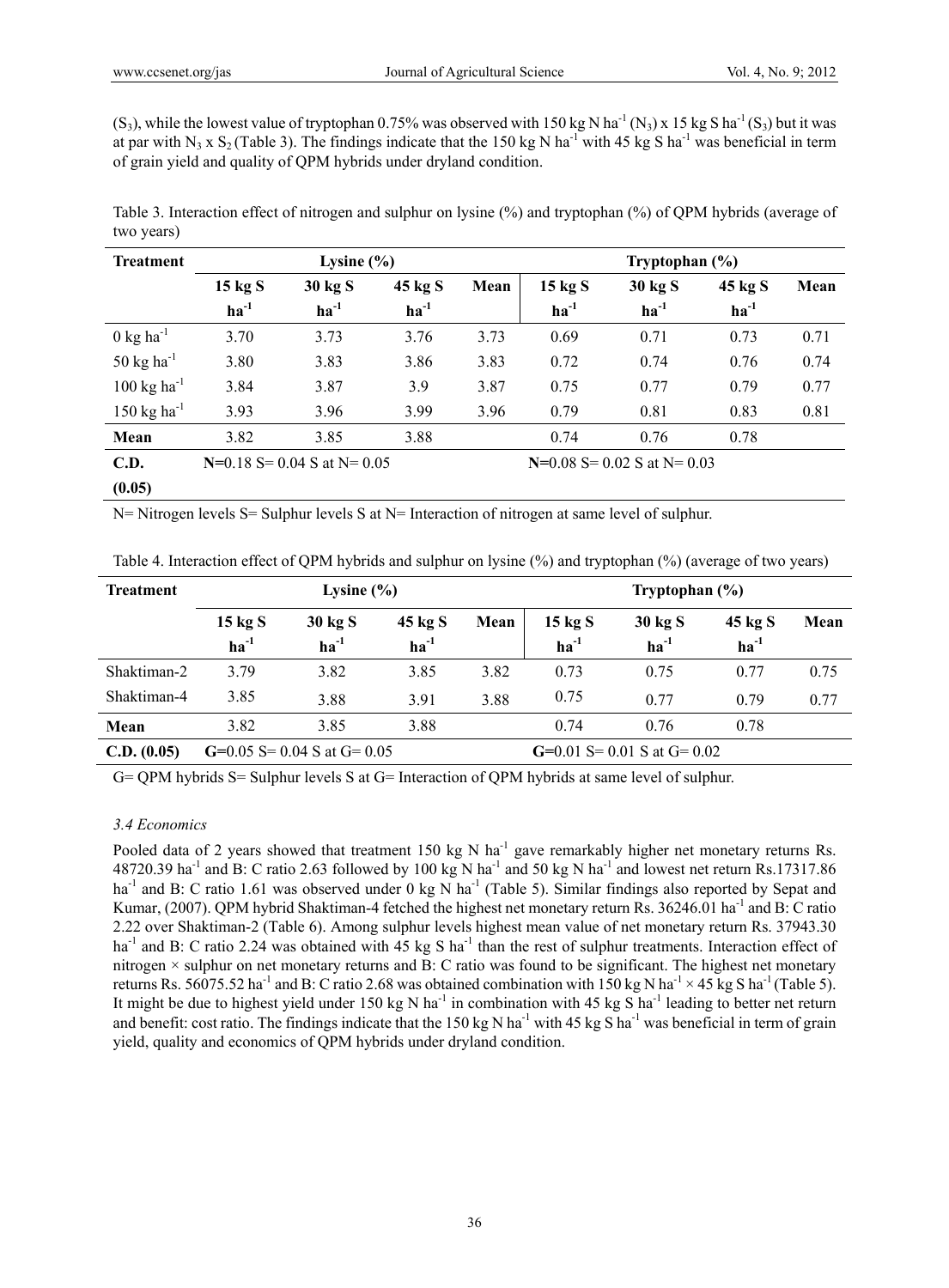($S_3$), while the lowest value of tryptophan 0.75% was observed with 150 kg N $ha^{-1}$ ($N_3$) x 15 kg S $ha^{-1}$ ($S_3$) but it was at par with $N_3$ x $S_2$ (Table 3). The findings indicate that the 150 kg N $ha^{-1}$ with 45 kg S $ha^{-1}$ was beneficial in term of grain yield and quality of QPM hybrids under dryland condition.

Table 3. Interaction effect of nitrogen and sulphur on lysine (%) and tryptophan (%) of QPM hybrids (average of two years)

| Treatment | Lysine (%) | | | | Tryptophan (%) | | | |
|---|---|---|---|---|---|---|---|---|
| | 15 kg S $ha^{-1}$ | 30 kg S $ha^{-1}$ | 45 kg S $ha^{-1}$ | Mean | 15 kg S $ha^{-1}$ | 30 kg S $ha^{-1}$ | 45 kg S $ha^{-1}$ | Mean |
| 0 kg $ha^{-1}$ | 3.70 | 3.73 | 3.76 | 3.73 | 0.69 | 0.71 | 0.73 | 0.71 |
| 50 kg $ha^{-1}$ | 3.80 | 3.83 | 3.86 | 3.83 | 0.72 | 0.74 | 0.76 | 0.74 |
| 100 kg $ha^{-1}$ | 3.84 | 3.87 | 3.9 | 3.87 | 0.75 | 0.77 | 0.79 | 0.77 |
| 150 kg $ha^{-1}$ | 3.93 | 3.96 | 3.99 | 3.96 | 0.79 | 0.81 | 0.83 | 0.81 |
| **Mean** | 3.82 | 3.85 | 3.88 | | 0.74 | 0.76 | 0.78 | |
| **C.D. (0.05)** | **N**=0.18 S= 0.04 S at N= 0.05 | | | | **N**=0.08 S= 0.02 S at N= 0.03 | | | |

N= Nitrogen levels S= Sulphur levels S at N= Interaction of nitrogen at same level of sulphur.

Table 4. Interaction effect of QPM hybrids and sulphur on lysine (%) and tryptophan (%) (average of two years)

| Treatment | Lysine (%) | | | | Tryptophan (%) | | | |
|---|---|---|---|---|---|---|---|---|
| | 15 kg S $ha^{-1}$ | 30 kg S $ha^{-1}$ | 45 kg S $ha^{-1}$ | Mean | 15 kg S $ha^{-1}$ | 30 kg S $ha^{-1}$ | 45 kg S $ha^{-1}$ | Mean |
| Shaktiman-2 | 3.79 | 3.82 | 3.85 | 3.82 | 0.73 | 0.75 | 0.77 | 0.75 |
| Shaktiman-4 | 3.85 | 3.88 | 3.91 | 3.88 | 0.75 | 0.77 | 0.79 | 0.77 |
| **Mean** | 3.82 | 3.85 | 3.88 | | 0.74 | 0.76 | 0.78 | |
| **C.D. (0.05)** | **G**=0.05 S= 0.04 S at G= 0.05 | | | | **G**=0.01 S= 0.01 S at G= 0.02 | | | |

G= QPM hybrids S= Sulphur levels S at G= Interaction of QPM hybrids at same level of sulphur.

### *3.4 Economics*

Pooled data of 2 years showed that treatment 150 kg N $ha^{-1}$ gave remarkably higher net monetary returns Rs. 48720.39 $ha^{-1}$ and B: C ratio 2.63 followed by 100 kg N $ha^{-1}$ and 50 kg N $ha^{-1}$ and lowest net return Rs.17317.86 $ha^{-1}$ and B: C ratio 1.61 was observed under 0 kg N $ha^{-1}$ (Table 5). Similar findings also reported by Sepat and Kumar, (2007). QPM hybrid Shaktiman-4 fetched the highest net monetary return Rs. 36246.01 $ha^{-1}$ and B: C ratio 2.22 over Shaktiman-2 (Table 6). Among sulphur levels highest mean value of net monetary return Rs. 37943.30 $ha^{-1}$ and B: C ratio 2.24 was obtained with 45 kg S $ha^{-1}$ than the rest of sulphur treatments. Interaction effect of nitrogen × sulphur on net monetary returns and B: C ratio was found to be significant. The highest net monetary returns Rs. 56075.52 $ha^{-1}$ and B: C ratio 2.68 was obtained combination with 150 kg N $ha^{-1}$ × 45 kg S $ha^{-1}$ (Table 5). It might be due to highest yield under 150 kg N $ha^{-1}$ in combination with 45 kg S $ha^{-1}$ leading to better net return and benefit: cost ratio. The findings indicate that the 150 kg N $ha^{-1}$ with 45 kg S $ha^{-1}$ was beneficial in term of grain yield, quality and economics of QPM hybrids under dryland condition.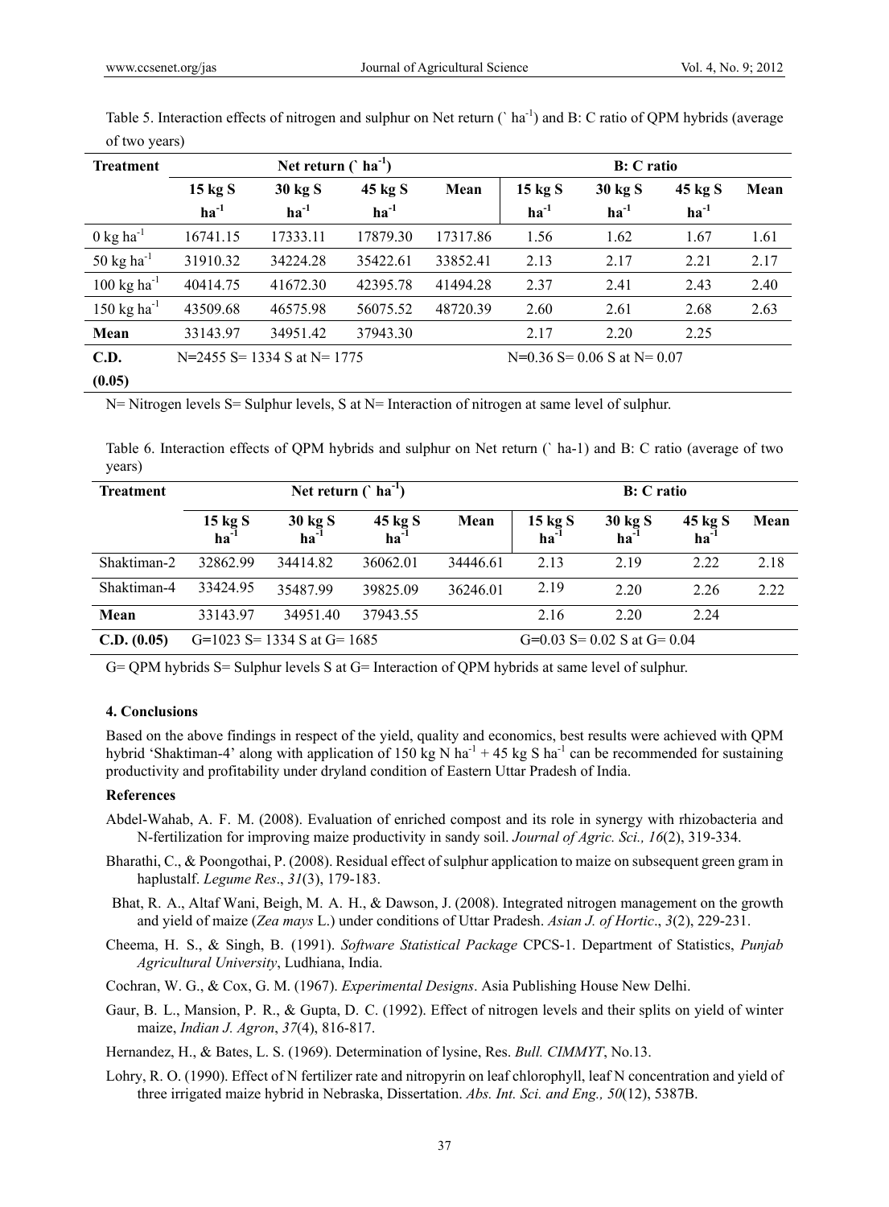Table 5. Interaction effects of nitrogen and sulphur on Net return (` $ha^{-1}$) and B: C ratio of QPM hybrids (average of two years)

| Treatment | Net return (` $ha^{-1}$) | | | | B: C ratio | | | |
|---|---|---|---|---|---|---|---|---|
| | 15 kg S $ha^{-1}$ | 30 kg S $ha^{-1}$ | 45 kg S $ha^{-1}$ | Mean | 15 kg S $ha^{-1}$ | 30 kg S $ha^{-1}$ | 45 kg S $ha^{-1}$ | Mean |
| 0 kg $ha^{-1}$ | 16741.15 | 17333.11 | 17879.30 | 17317.86 | 1.56 | 1.62 | 1.67 | 1.61 |
| 50 kg $ha^{-1}$ | 31910.32 | 34224.28 | 35422.61 | 33852.41 | 2.13 | 2.17 | 2.21 | 2.17 |
| 100 kg $ha^{-1}$ | 40414.75 | 41672.30 | 42395.78 | 41494.28 | 2.37 | 2.41 | 2.43 | 2.40 |
| 150 kg $ha^{-1}$ | 43509.68 | 46575.98 | 56075.52 | 48720.39 | 2.60 | 2.61 | 2.68 | 2.63 |
| **Mean** | 33143.97 | 34951.42 | 37943.30 | | 2.17 | 2.20 | 2.25 | |
| **C.D. (0.05)** | N=2455 S= 1334 S at N= 1775 | | | | N=0.36 S= 0.06 S at N= 0.07 | | | |

N= Nitrogen levels S= Sulphur levels, S at N= Interaction of nitrogen at same level of sulphur.

Table 6. Interaction effects of QPM hybrids and sulphur on Net return (` ha-1) and B: C ratio (average of two years)

| Treatment | Net return (` $ha^{-1}$) | | | | B: C ratio | | | |
|---|---|---|---|---|---|---|---|---|
| | 15 kg S $ha^{-1}$ | 30 kg S $ha^{-1}$ | 45 kg S $ha^{-1}$ | Mean | 15 kg S $ha^{-1}$ | 30 kg S $ha^{-1}$ | 45 kg S $ha^{-1}$ | Mean |
| Shaktiman-2 | 32862.99 | 34414.82 | 36062.01 | 34446.61 | 2.13 | 2.19 | 2.22 | 2.18 |
| Shaktiman-4 | 33424.95 | 35487.99 | 39825.09 | 36246.01 | 2.19 | 2.20 | 2.26 | 2.22 |
| **Mean** | 33143.97 | 34951.40 | 37943.55 | | 2.16 | 2.20 | 2.24 | |
| **C.D. (0.05)** | G=1023 S= 1334 S at G= 1685 | | | | G=0.03 S= 0.02 S at G= 0.04 | | | |

G= QPM hybrids S= Sulphur levels S at G= Interaction of QPM hybrids at same level of sulphur.

#### 4. Conclusions

Based on the above findings in respect of the yield, quality and economics, best results were achieved with QPM hybrid 'Shaktiman-4' along with application of 150 kg N $ha^{-1}$ + 45 kg S $ha^{-1}$ can be recommended for sustaining productivity and profitability under dryland condition of Eastern Uttar Pradesh of India.

#### References

Abdel-Wahab, A. F. M. (2008). Evaluation of enriched compost and its role in synergy with rhizobacteria and N-fertilization for improving maize productivity in sandy soil. *Journal of Agric. Sci., 16*(2), 319-334.

Bharathi, C., & Poongothai, P. (2008). Residual effect of sulphur application to maize on subsequent green gram in haplustalf. *Legume Res*., *31*(3), 179-183.

Bhat, R. A., Altaf Wani, Beigh, M. A. H., & Dawson, J. (2008). Integrated nitrogen management on the growth and yield of maize (*Zea mays* L.) under conditions of Uttar Pradesh. *Asian J. of Hortic*., *3*(2), 229-231.

Cheema, H. S., & Singh, B. (1991). *Software Statistical Package* CPCS-1. Department of Statistics, *Punjab Agricultural University*, Ludhiana, India.

Cochran, W. G., & Cox, G. M. (1967). *Experimental Designs*. Asia Publishing House New Delhi.

Gaur, B. L., Mansion, P. R., & Gupta, D. C. (1992). Effect of nitrogen levels and their splits on yield of winter maize, *Indian J. Agron*, *37*(4), 816-817.

Hernandez, H., & Bates, L. S. (1969). Determination of lysine, Res. *Bull. CIMMYT*, No.13.

Lohry, R. O. (1990). Effect of N fertilizer rate and nitropyrin on leaf chlorophyll, leaf N concentration and yield of three irrigated maize hybrid in Nebraska, Dissertation. *Abs. Int. Sci. and Eng., 50*(12), 5387B.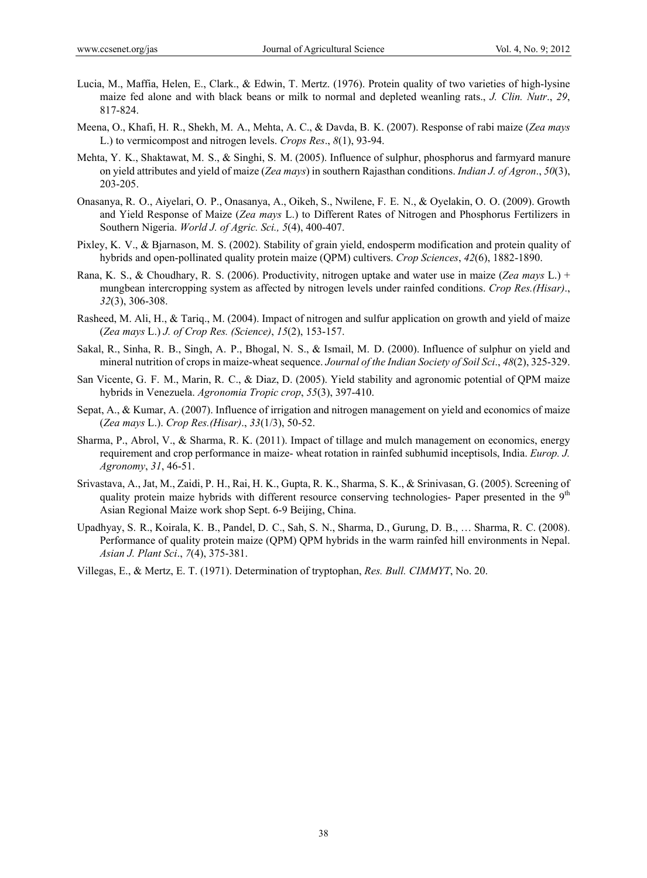Lucia, M., Maffia, Helen, E., Clark., & Edwin, T. Mertz. (1976). Protein quality of two varieties of high-lysine maize fed alone and with black beans or milk to normal and depleted weanling rats., *J. Clin. Nutr*., *29*, 817-824.

Meena, O., Khafi, H. R., Shekh, M. A., Mehta, A. C., & Davda, B. K. (2007). Response of rabi maize (*Zea mays* L.) to vermicompost and nitrogen levels. *Crops Res*., *8*(1), 93-94.

Mehta, Y. K., Shaktawat, M. S., & Singhi, S. M. (2005). Influence of sulphur, phosphorus and farmyard manure on yield attributes and yield of maize (*Zea mays*) in southern Rajasthan conditions. *Indian J. of Agron*., *50*(3), 203-205.

Onasanya, R. O., Aiyelari, O. P., Onasanya, A., Oikeh, S., Nwilene, F. E. N., & Oyelakin, O. O. (2009). Growth and Yield Response of Maize (*Zea mays* L.) to Different Rates of Nitrogen and Phosphorus Fertilizers in Southern Nigeria. *World J. of Agric. Sci., 5*(4), 400-407.

Pixley, K. V., & Bjarnason, M. S. (2002). Stability of grain yield, endosperm modification and protein quality of hybrids and open-pollinated quality protein maize (QPM) cultivers. *Crop Sciences*, *42*(6), 1882-1890.

Rana, K. S., & Choudhary, R. S. (2006). Productivity, nitrogen uptake and water use in maize (*Zea mays* L.) + mungbean intercropping system as affected by nitrogen levels under rainfed conditions. *Crop Res.(Hisar)*., *32*(3), 306-308.

Rasheed, M. Ali, H., & Tariq., M. (2004). Impact of nitrogen and sulfur application on growth and yield of maize (*Zea mays* L.) *J. of Crop Res. (Science)*, *15*(2), 153-157.

Sakal, R., Sinha, R. B., Singh, A. P., Bhogal, N. S., & Ismail, M. D. (2000). Influence of sulphur on yield and mineral nutrition of crops in maize-wheat sequence. *Journal of the Indian Society of Soil Sci*., *48*(2), 325-329.

San Vicente, G. F. M., Marin, R. C., & Diaz, D. (2005). Yield stability and agronomic potential of QPM maize hybrids in Venezuela. *Agronomia Tropic crop*, *55*(3), 397-410.

Sepat, A., & Kumar, A. (2007). Influence of irrigation and nitrogen management on yield and economics of maize (*Zea mays* L.). *Crop Res.(Hisar)*., *33*(1/3), 50-52.

Sharma, P., Abrol, V., & Sharma, R. K. (2011). Impact of tillage and mulch management on economics, energy requirement and crop performance in maize- wheat rotation in rainfed subhumid inceptisols, India. *Europ. J. Agronomy*, *31*, 46-51.

Srivastava, A., Jat, M., Zaidi, P. H., Rai, H. K., Gupta, R. K., Sharma, S. K., & Srinivasan, G. (2005). Screening of quality protein maize hybrids with different resource conserving technologies- Paper presented in the 9th Asian Regional Maize work shop Sept. 6-9 Beijing, China.

Upadhyay, S. R., Koirala, K. B., Pandel, D. C., Sah, S. N., Sharma, D., Gurung, D. B., … Sharma, R. C. (2008). Performance of quality protein maize (QPM) QPM hybrids in the warm rainfed hill environments in Nepal. *Asian J. Plant Sci*., *7*(4), 375-381.

Villegas, E., & Mertz, E. T. (1971). Determination of tryptophan, *Res. Bull. CIMMYT*, No. 20.